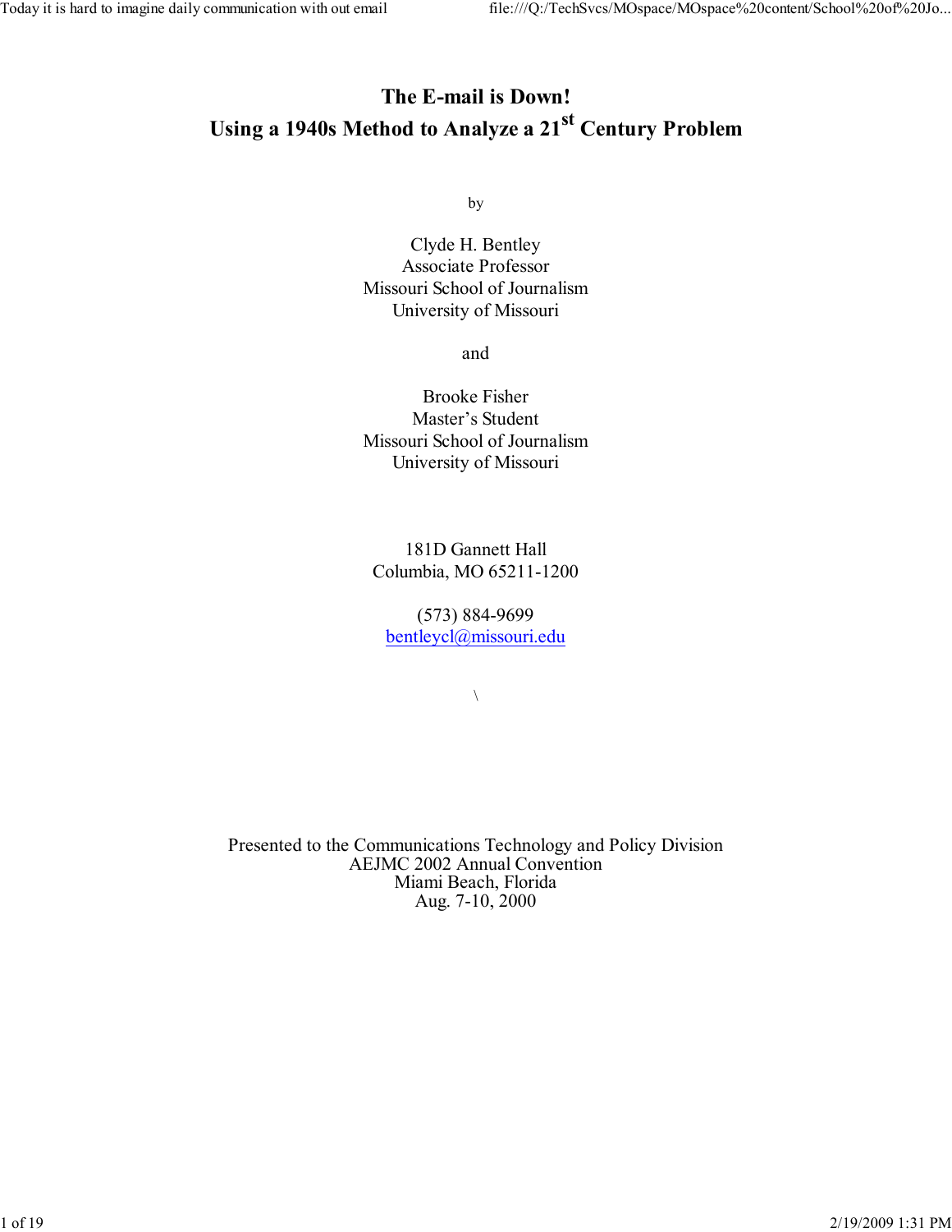# The E-mail is Down!
# Using a 1940s Method to Analyze a 21st Century Problem

by

Clyde H. Bentley
Associate Professor
Missouri School of Journalism
University of Missouri

and

Brooke Fisher
Master's Student
Missouri School of Journalism
University of Missouri

181D Gannett Hall
Columbia, MO 65211-1200

(573) 884-9699
bentleycl@missouri.edu

\

Presented to the Communications Technology and Policy Division
AEJMC 2002 Annual Convention
Miami Beach, Florida
Aug. 7-10, 2000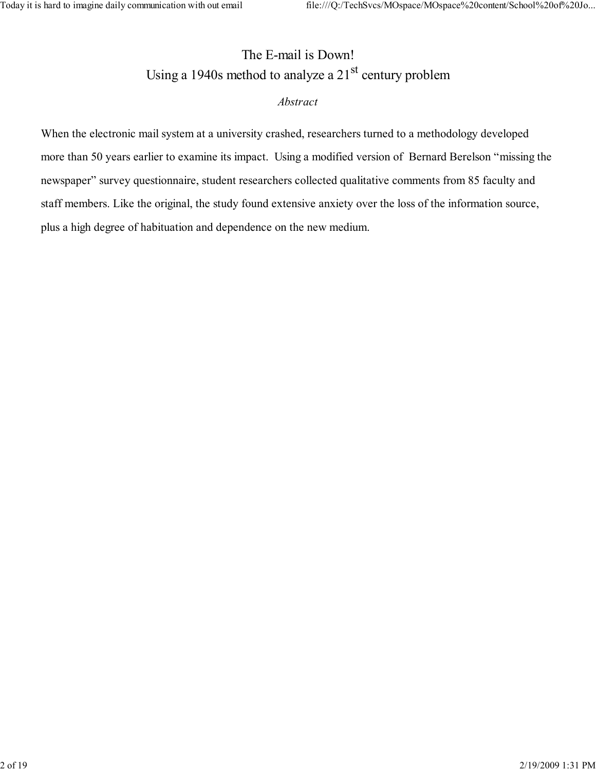# The E-mail is Down!
## Using a 1940s method to analyze a 21st century problem

*Abstract*

When the electronic mail system at a university crashed, researchers turned to a methodology developed more than 50 years earlier to examine its impact. Using a modified version of Bernard Berelson "missing the newspaper" survey questionnaire, student researchers collected qualitative comments from 85 faculty and staff members. Like the original, the study found extensive anxiety over the loss of the information source, plus a high degree of habituation and dependence on the new medium.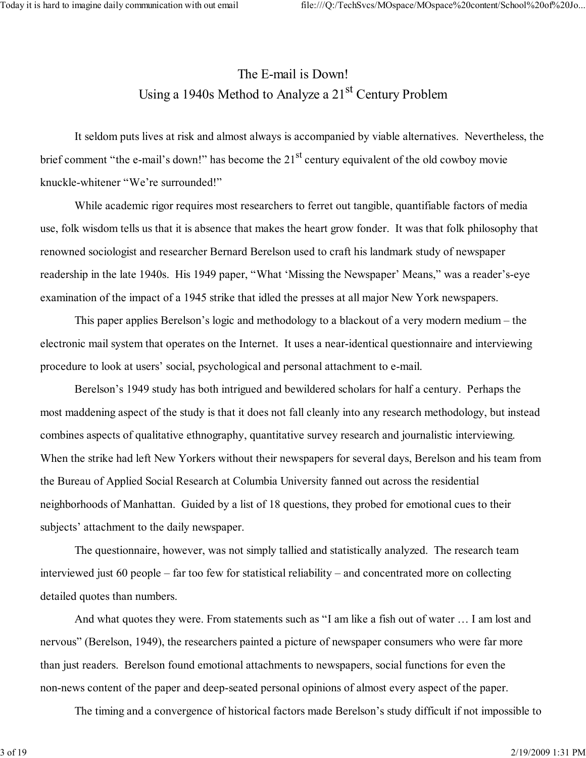# The E-mail is Down!
## Using a 1940s Method to Analyze a 21st Century Problem

It seldom puts lives at risk and almost always is accompanied by viable alternatives. Nevertheless, the brief comment "the e-mail's down!" has become the 21st century equivalent of the old cowboy movie knuckle-whitener "We're surrounded!"

While academic rigor requires most researchers to ferret out tangible, quantifiable factors of media use, folk wisdom tells us that it is absence that makes the heart grow fonder. It was that folk philosophy that renowned sociologist and researcher Bernard Berelson used to craft his landmark study of newspaper readership in the late 1940s. His 1949 paper, "What 'Missing the Newspaper' Means," was a reader's-eye examination of the impact of a 1945 strike that idled the presses at all major New York newspapers.

This paper applies Berelson's logic and methodology to a blackout of a very modern medium – the electronic mail system that operates on the Internet. It uses a near-identical questionnaire and interviewing procedure to look at users' social, psychological and personal attachment to e-mail.

Berelson's 1949 study has both intrigued and bewildered scholars for half a century. Perhaps the most maddening aspect of the study is that it does not fall cleanly into any research methodology, but instead combines aspects of qualitative ethnography, quantitative survey research and journalistic interviewing. When the strike had left New Yorkers without their newspapers for several days, Berelson and his team from the Bureau of Applied Social Research at Columbia University fanned out across the residential neighborhoods of Manhattan. Guided by a list of 18 questions, they probed for emotional cues to their subjects' attachment to the daily newspaper.

The questionnaire, however, was not simply tallied and statistically analyzed. The research team interviewed just 60 people – far too few for statistical reliability – and concentrated more on collecting detailed quotes than numbers.

And what quotes they were. From statements such as "I am like a fish out of water … I am lost and nervous" (Berelson, 1949), the researchers painted a picture of newspaper consumers who were far more than just readers. Berelson found emotional attachments to newspapers, social functions for even the non-news content of the paper and deep-seated personal opinions of almost every aspect of the paper.

The timing and a convergence of historical factors made Berelson's study difficult if not impossible to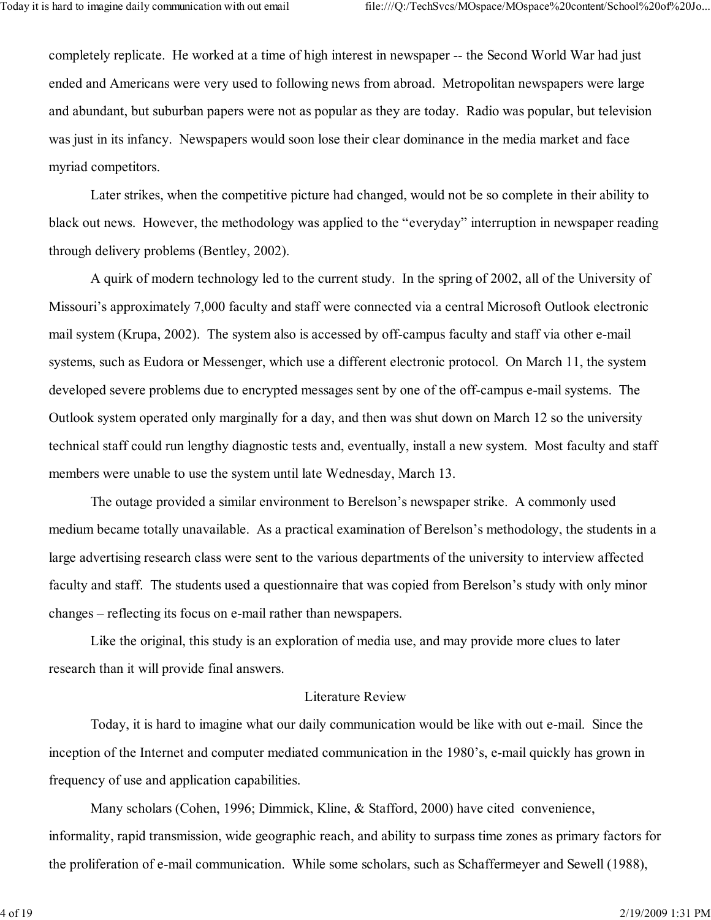completely replicate. He worked at a time of high interest in newspaper -- the Second World War had just ended and Americans were very used to following news from abroad. Metropolitan newspapers were large and abundant, but suburban papers were not as popular as they are today. Radio was popular, but television was just in its infancy. Newspapers would soon lose their clear dominance in the media market and face myriad competitors.

Later strikes, when the competitive picture had changed, would not be so complete in their ability to black out news. However, the methodology was applied to the "everyday" interruption in newspaper reading through delivery problems (Bentley, 2002).

A quirk of modern technology led to the current study. In the spring of 2002, all of the University of Missouri's approximately 7,000 faculty and staff were connected via a central Microsoft Outlook electronic mail system (Krupa, 2002). The system also is accessed by off-campus faculty and staff via other e-mail systems, such as Eudora or Messenger, which use a different electronic protocol. On March 11, the system developed severe problems due to encrypted messages sent by one of the off-campus e-mail systems. The Outlook system operated only marginally for a day, and then was shut down on March 12 so the university technical staff could run lengthy diagnostic tests and, eventually, install a new system. Most faculty and staff members were unable to use the system until late Wednesday, March 13.

The outage provided a similar environment to Berelson's newspaper strike. A commonly used medium became totally unavailable. As a practical examination of Berelson's methodology, the students in a large advertising research class were sent to the various departments of the university to interview affected faculty and staff. The students used a questionnaire that was copied from Berelson's study with only minor changes – reflecting its focus on e-mail rather than newspapers.

Like the original, this study is an exploration of media use, and may provide more clues to later research than it will provide final answers.

## Literature Review

Today, it is hard to imagine what our daily communication would be like with out e-mail. Since the inception of the Internet and computer mediated communication in the 1980's, e-mail quickly has grown in frequency of use and application capabilities.

Many scholars (Cohen, 1996; Dimmick, Kline, & Stafford, 2000) have cited convenience, informality, rapid transmission, wide geographic reach, and ability to surpass time zones as primary factors for the proliferation of e-mail communication. While some scholars, such as Schaffermeyer and Sewell (1988),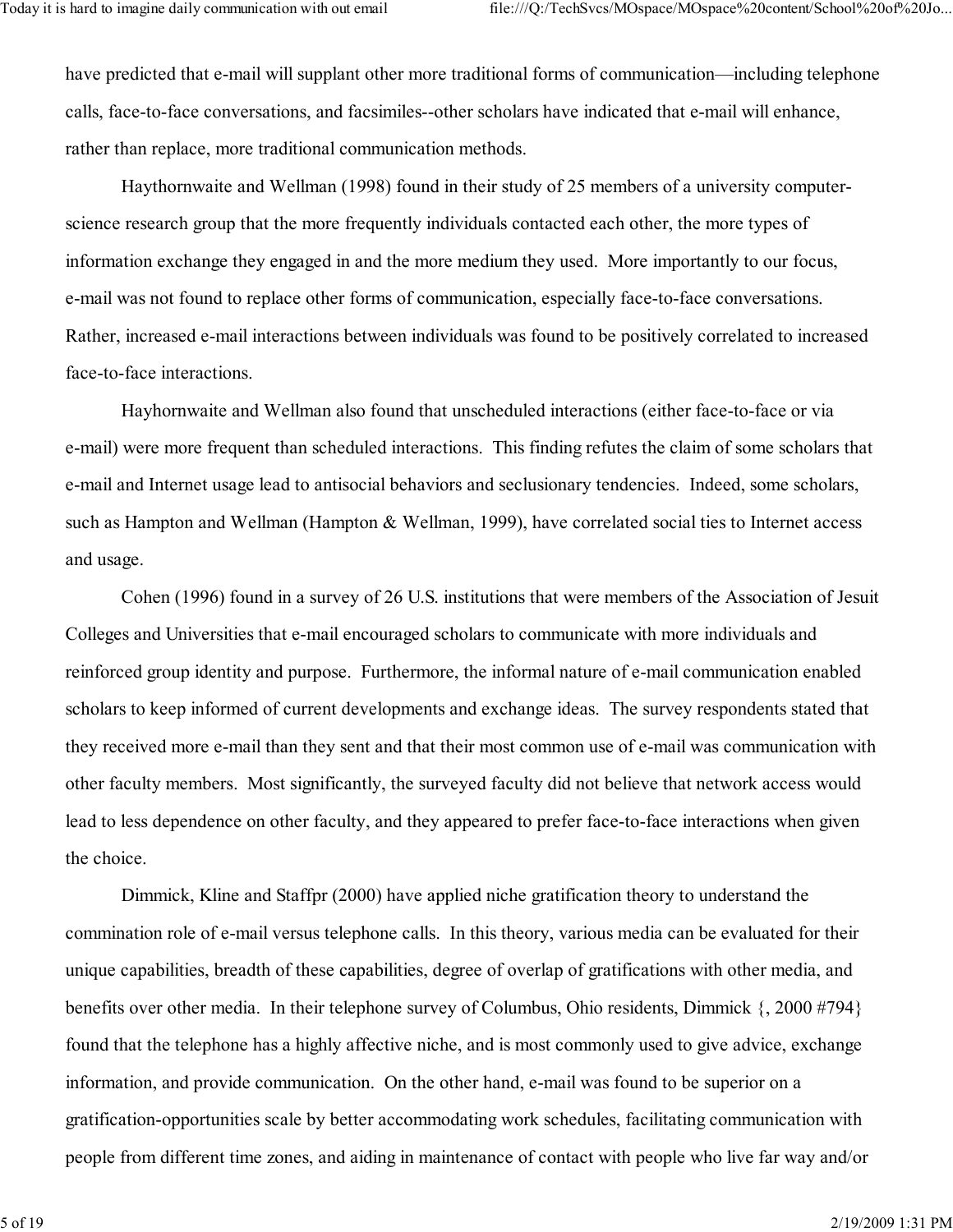have predicted that e-mail will supplant other more traditional forms of communication—including telephone calls, face-to-face conversations, and facsimiles--other scholars have indicated that e-mail will enhance, rather than replace, more traditional communication methods.

Haythornwaite and Wellman (1998) found in their study of 25 members of a university computer-science research group that the more frequently individuals contacted each other, the more types of information exchange they engaged in and the more medium they used. More importantly to our focus, e-mail was not found to replace other forms of communication, especially face-to-face conversations. Rather, increased e-mail interactions between individuals was found to be positively correlated to increased face-to-face interactions.

Hayhornwaite and Wellman also found that unscheduled interactions (either face-to-face or via e-mail) were more frequent than scheduled interactions. This finding refutes the claim of some scholars that e-mail and Internet usage lead to antisocial behaviors and seclusionary tendencies. Indeed, some scholars, such as Hampton and Wellman (Hampton & Wellman, 1999), have correlated social ties to Internet access and usage.

Cohen (1996) found in a survey of 26 U.S. institutions that were members of the Association of Jesuit Colleges and Universities that e-mail encouraged scholars to communicate with more individuals and reinforced group identity and purpose. Furthermore, the informal nature of e-mail communication enabled scholars to keep informed of current developments and exchange ideas. The survey respondents stated that they received more e-mail than they sent and that their most common use of e-mail was communication with other faculty members. Most significantly, the surveyed faculty did not believe that network access would lead to less dependence on other faculty, and they appeared to prefer face-to-face interactions when given the choice.

Dimmick, Kline and Staffpr (2000) have applied niche gratification theory to understand the commination role of e-mail versus telephone calls. In this theory, various media can be evaluated for their unique capabilities, breadth of these capabilities, degree of overlap of gratifications with other media, and benefits over other media. In their telephone survey of Columbus, Ohio residents, Dimmick {, 2000 #794} found that the telephone has a highly affective niche, and is most commonly used to give advice, exchange information, and provide communication. On the other hand, e-mail was found to be superior on a gratification-opportunities scale by better accommodating work schedules, facilitating communication with people from different time zones, and aiding in maintenance of contact with people who live far way and/or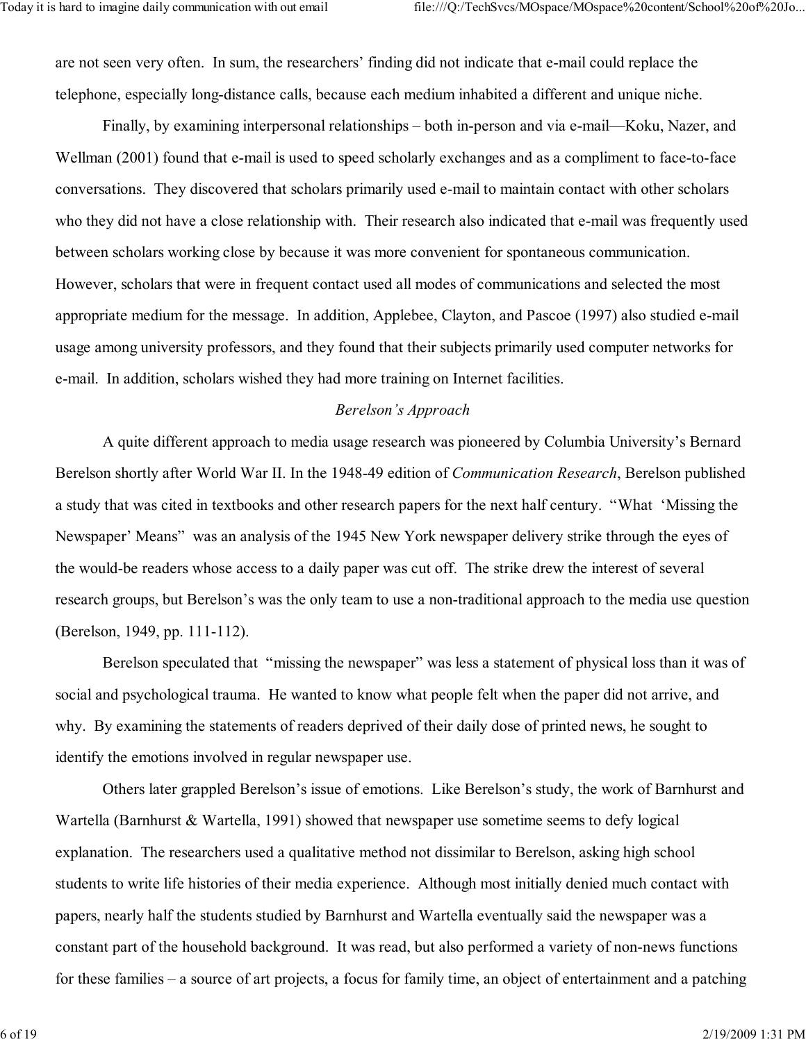are not seen very often. In sum, the researchers' finding did not indicate that e-mail could replace the telephone, especially long-distance calls, because each medium inhabited a different and unique niche.

Finally, by examining interpersonal relationships – both in-person and via e-mail—Koku, Nazer, and Wellman (2001) found that e-mail is used to speed scholarly exchanges and as a compliment to face-to-face conversations. They discovered that scholars primarily used e-mail to maintain contact with other scholars who they did not have a close relationship with. Their research also indicated that e-mail was frequently used between scholars working close by because it was more convenient for spontaneous communication. However, scholars that were in frequent contact used all modes of communications and selected the most appropriate medium for the message. In addition, Applebee, Clayton, and Pascoe (1997) also studied e-mail usage among university professors, and they found that their subjects primarily used computer networks for e-mail. In addition, scholars wished they had more training on Internet facilities.

### *Berelson's Approach*

A quite different approach to media usage research was pioneered by Columbia University's Bernard Berelson shortly after World War II. In the 1948-49 edition of *Communication Research*, Berelson published a study that was cited in textbooks and other research papers for the next half century. "What 'Missing the Newspaper' Means" was an analysis of the 1945 New York newspaper delivery strike through the eyes of the would-be readers whose access to a daily paper was cut off. The strike drew the interest of several research groups, but Berelson's was the only team to use a non-traditional approach to the media use question (Berelson, 1949, pp. 111-112).

Berelson speculated that "missing the newspaper" was less a statement of physical loss than it was of social and psychological trauma. He wanted to know what people felt when the paper did not arrive, and why. By examining the statements of readers deprived of their daily dose of printed news, he sought to identify the emotions involved in regular newspaper use.

Others later grappled Berelson's issue of emotions. Like Berelson's study, the work of Barnhurst and Wartella (Barnhurst & Wartella, 1991) showed that newspaper use sometime seems to defy logical explanation. The researchers used a qualitative method not dissimilar to Berelson, asking high school students to write life histories of their media experience. Although most initially denied much contact with papers, nearly half the students studied by Barnhurst and Wartella eventually said the newspaper was a constant part of the household background. It was read, but also performed a variety of non-news functions for these families – a source of art projects, a focus for family time, an object of entertainment and a patching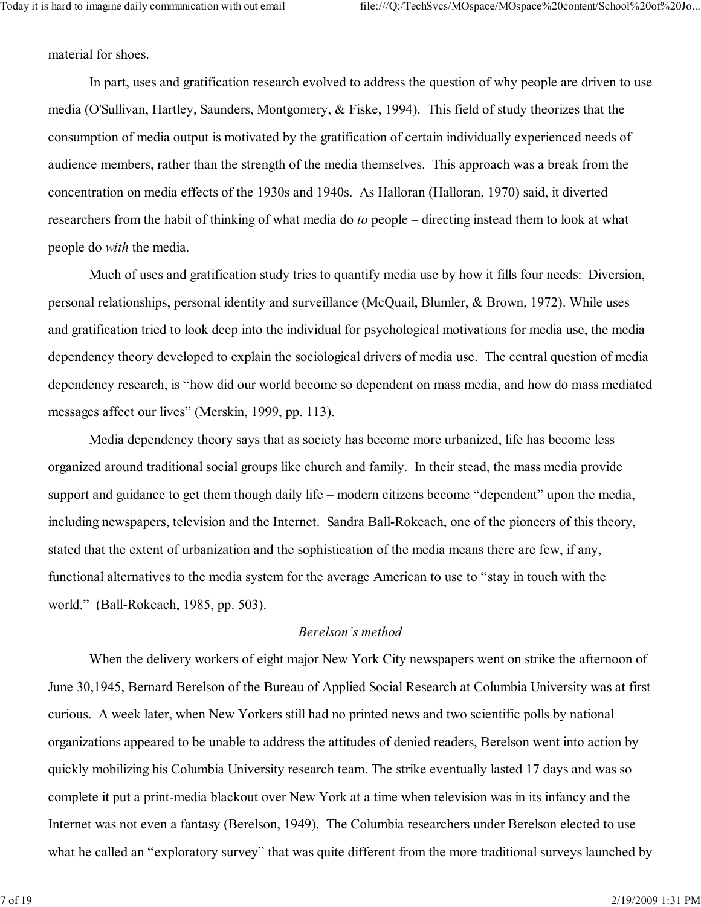material for shoes.

In part, uses and gratification research evolved to address the question of why people are driven to use media (O'Sullivan, Hartley, Saunders, Montgomery, & Fiske, 1994). This field of study theorizes that the consumption of media output is motivated by the gratification of certain individually experienced needs of audience members, rather than the strength of the media themselves. This approach was a break from the concentration on media effects of the 1930s and 1940s. As Halloran (Halloran, 1970) said, it diverted researchers from the habit of thinking of what media do *to* people – directing instead them to look at what people do *with* the media.

Much of uses and gratification study tries to quantify media use by how it fills four needs: Diversion, personal relationships, personal identity and surveillance (McQuail, Blumler, & Brown, 1972). While uses and gratification tried to look deep into the individual for psychological motivations for media use, the media dependency theory developed to explain the sociological drivers of media use. The central question of media dependency research, is "how did our world become so dependent on mass media, and how do mass mediated messages affect our lives" (Merskin, 1999, pp. 113).

Media dependency theory says that as society has become more urbanized, life has become less organized around traditional social groups like church and family. In their stead, the mass media provide support and guidance to get them though daily life – modern citizens become "dependent" upon the media, including newspapers, television and the Internet. Sandra Ball-Rokeach, one of the pioneers of this theory, stated that the extent of urbanization and the sophistication of the media means there are few, if any, functional alternatives to the media system for the average American to use to "stay in touch with the world." (Ball-Rokeach, 1985, pp. 503).

*Berelson's method*

When the delivery workers of eight major New York City newspapers went on strike the afternoon of June 30,1945, Bernard Berelson of the Bureau of Applied Social Research at Columbia University was at first curious. A week later, when New Yorkers still had no printed news and two scientific polls by national organizations appeared to be unable to address the attitudes of denied readers, Berelson went into action by quickly mobilizing his Columbia University research team. The strike eventually lasted 17 days and was so complete it put a print-media blackout over New York at a time when television was in its infancy and the Internet was not even a fantasy (Berelson, 1949). The Columbia researchers under Berelson elected to use what he called an "exploratory survey" that was quite different from the more traditional surveys launched by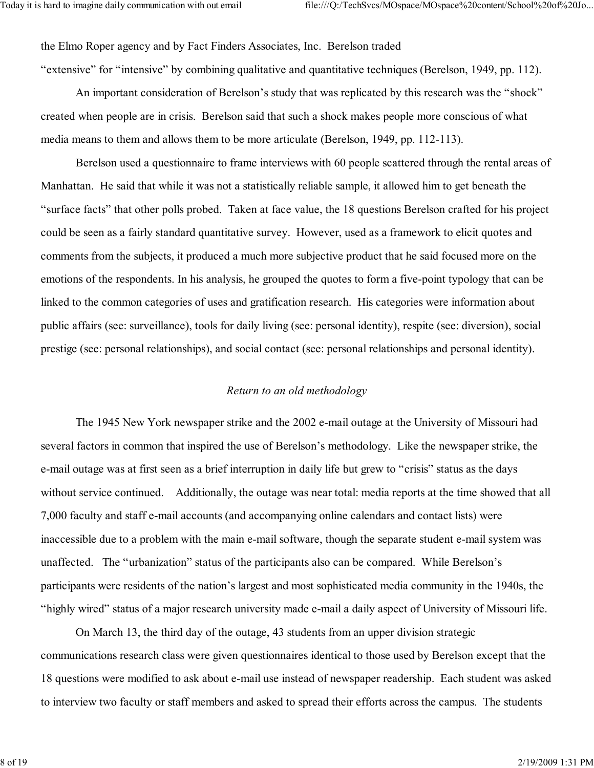the Elmo Roper agency and by Fact Finders Associates, Inc. Berelson traded "extensive" for "intensive" by combining qualitative and quantitative techniques (Berelson, 1949, pp. 112).

An important consideration of Berelson's study that was replicated by this research was the "shock" created when people are in crisis. Berelson said that such a shock makes people more conscious of what media means to them and allows them to be more articulate (Berelson, 1949, pp. 112-113).

Berelson used a questionnaire to frame interviews with 60 people scattered through the rental areas of Manhattan. He said that while it was not a statistically reliable sample, it allowed him to get beneath the "surface facts" that other polls probed. Taken at face value, the 18 questions Berelson crafted for his project could be seen as a fairly standard quantitative survey. However, used as a framework to elicit quotes and comments from the subjects, it produced a much more subjective product that he said focused more on the emotions of the respondents. In his analysis, he grouped the quotes to form a five-point typology that can be linked to the common categories of uses and gratification research. His categories were information about public affairs (see: surveillance), tools for daily living (see: personal identity), respite (see: diversion), social prestige (see: personal relationships), and social contact (see: personal relationships and personal identity).

*Return to an old methodology*

The 1945 New York newspaper strike and the 2002 e-mail outage at the University of Missouri had several factors in common that inspired the use of Berelson's methodology. Like the newspaper strike, the e-mail outage was at first seen as a brief interruption in daily life but grew to "crisis" status as the days without service continued. Additionally, the outage was near total: media reports at the time showed that all 7,000 faculty and staff e-mail accounts (and accompanying online calendars and contact lists) were inaccessible due to a problem with the main e-mail software, though the separate student e-mail system was unaffected. The "urbanization" status of the participants also can be compared. While Berelson's participants were residents of the nation's largest and most sophisticated media community in the 1940s, the "highly wired" status of a major research university made e-mail a daily aspect of University of Missouri life.

On March 13, the third day of the outage, 43 students from an upper division strategic communications research class were given questionnaires identical to those used by Berelson except that the 18 questions were modified to ask about e-mail use instead of newspaper readership. Each student was asked to interview two faculty or staff members and asked to spread their efforts across the campus. The students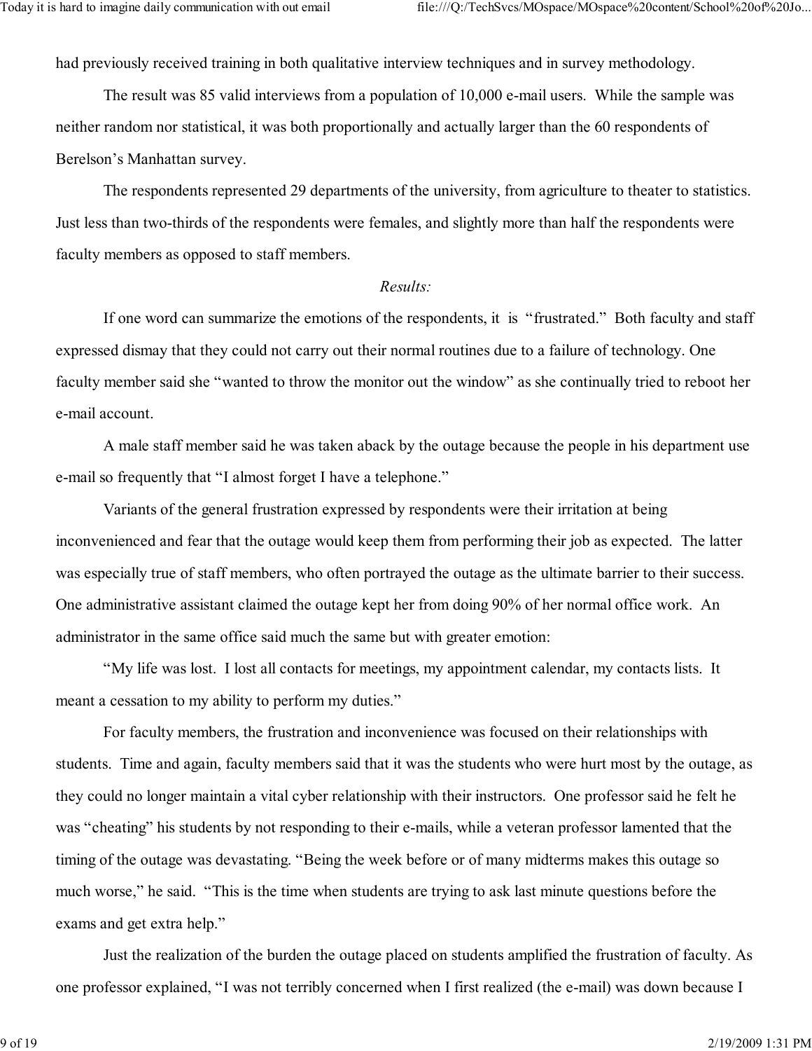had previously received training in both qualitative interview techniques and in survey methodology.

The result was 85 valid interviews from a population of 10,000 e-mail users. While the sample was neither random nor statistical, it was both proportionally and actually larger than the 60 respondents of Berelson's Manhattan survey.

The respondents represented 29 departments of the university, from agriculture to theater to statistics. Just less than two-thirds of the respondents were females, and slightly more than half the respondents were faculty members as opposed to staff members.

*Results:*

If one word can summarize the emotions of the respondents, it is "frustrated." Both faculty and staff expressed dismay that they could not carry out their normal routines due to a failure of technology. One faculty member said she "wanted to throw the monitor out the window" as she continually tried to reboot her e-mail account.

A male staff member said he was taken aback by the outage because the people in his department use e-mail so frequently that "I almost forget I have a telephone."

Variants of the general frustration expressed by respondents were their irritation at being inconvenienced and fear that the outage would keep them from performing their job as expected. The latter was especially true of staff members, who often portrayed the outage as the ultimate barrier to their success. One administrative assistant claimed the outage kept her from doing 90% of her normal office work. An administrator in the same office said much the same but with greater emotion:

"My life was lost. I lost all contacts for meetings, my appointment calendar, my contacts lists. It meant a cessation to my ability to perform my duties."

For faculty members, the frustration and inconvenience was focused on their relationships with students. Time and again, faculty members said that it was the students who were hurt most by the outage, as they could no longer maintain a vital cyber relationship with their instructors. One professor said he felt he was "cheating" his students by not responding to their e-mails, while a veteran professor lamented that the timing of the outage was devastating. "Being the week before or of many midterms makes this outage so much worse," he said. "This is the time when students are trying to ask last minute questions before the exams and get extra help."

Just the realization of the burden the outage placed on students amplified the frustration of faculty. As one professor explained, "I was not terribly concerned when I first realized (the e-mail) was down because I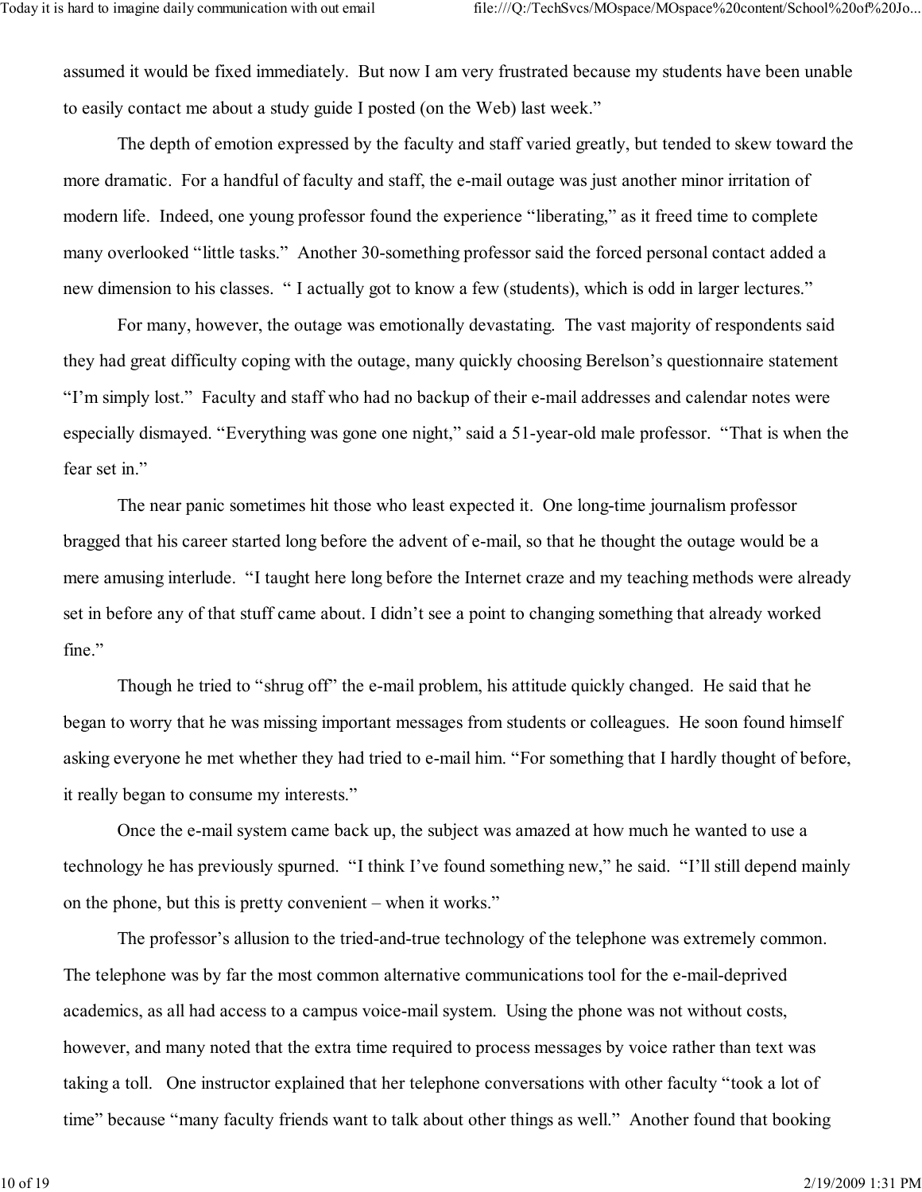assumed it would be fixed immediately. But now I am very frustrated because my students have been unable to easily contact me about a study guide I posted (on the Web) last week."

The depth of emotion expressed by the faculty and staff varied greatly, but tended to skew toward the more dramatic. For a handful of faculty and staff, the e-mail outage was just another minor irritation of modern life. Indeed, one young professor found the experience "liberating," as it freed time to complete many overlooked "little tasks." Another 30-something professor said the forced personal contact added a new dimension to his classes. " I actually got to know a few (students), which is odd in larger lectures."

For many, however, the outage was emotionally devastating. The vast majority of respondents said they had great difficulty coping with the outage, many quickly choosing Berelson's questionnaire statement "I'm simply lost." Faculty and staff who had no backup of their e-mail addresses and calendar notes were especially dismayed. "Everything was gone one night," said a 51-year-old male professor. "That is when the fear set in."

The near panic sometimes hit those who least expected it. One long-time journalism professor bragged that his career started long before the advent of e-mail, so that he thought the outage would be a mere amusing interlude. "I taught here long before the Internet craze and my teaching methods were already set in before any of that stuff came about. I didn't see a point to changing something that already worked fine."

Though he tried to "shrug off" the e-mail problem, his attitude quickly changed. He said that he began to worry that he was missing important messages from students or colleagues. He soon found himself asking everyone he met whether they had tried to e-mail him. "For something that I hardly thought of before, it really began to consume my interests."

Once the e-mail system came back up, the subject was amazed at how much he wanted to use a technology he has previously spurned. "I think I've found something new," he said. "I'll still depend mainly on the phone, but this is pretty convenient – when it works."

The professor's allusion to the tried-and-true technology of the telephone was extremely common. The telephone was by far the most common alternative communications tool for the e-mail-deprived academics, as all had access to a campus voice-mail system. Using the phone was not without costs, however, and many noted that the extra time required to process messages by voice rather than text was taking a toll. One instructor explained that her telephone conversations with other faculty "took a lot of time" because "many faculty friends want to talk about other things as well." Another found that booking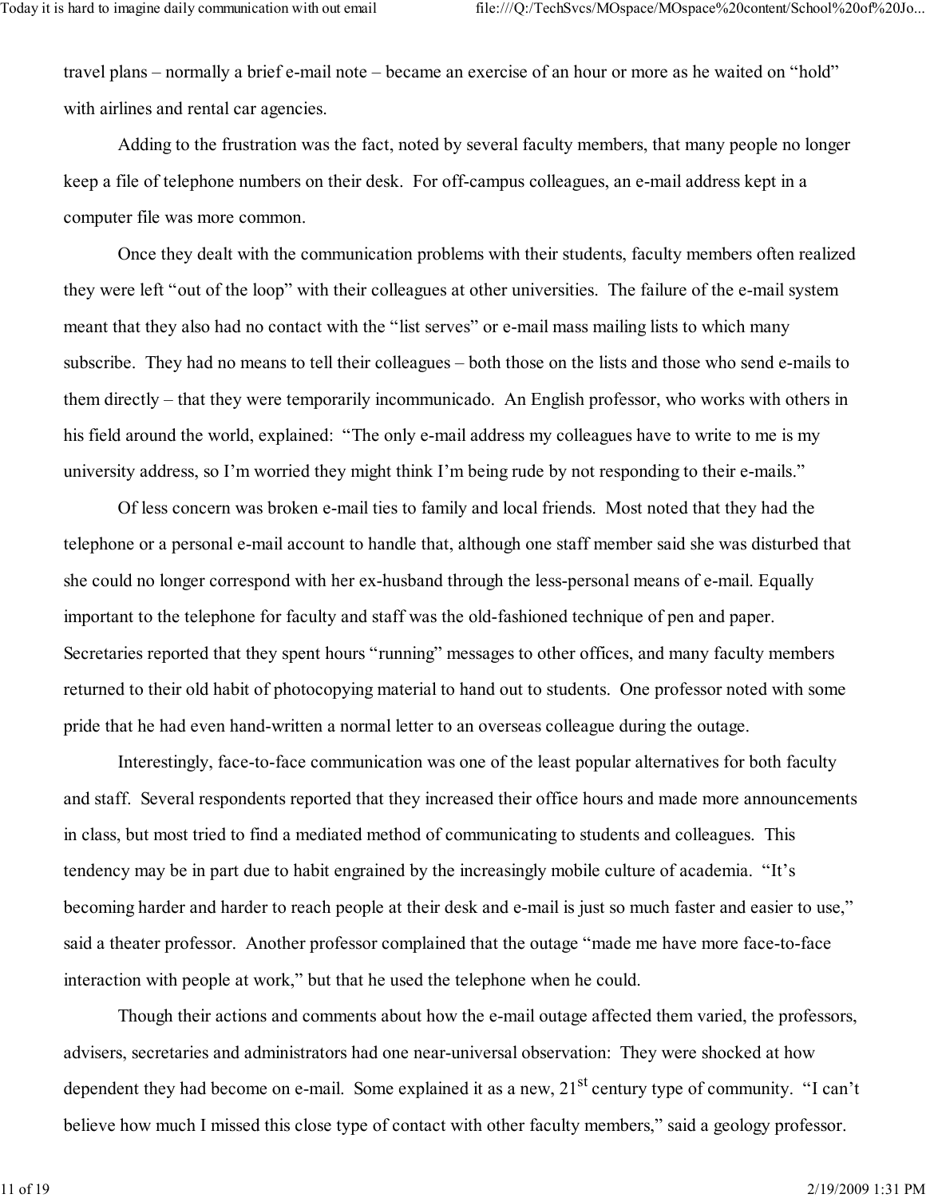travel plans – normally a brief e-mail note – became an exercise of an hour or more as he waited on "hold" with airlines and rental car agencies.

Adding to the frustration was the fact, noted by several faculty members, that many people no longer keep a file of telephone numbers on their desk. For off-campus colleagues, an e-mail address kept in a computer file was more common.

Once they dealt with the communication problems with their students, faculty members often realized they were left "out of the loop" with their colleagues at other universities. The failure of the e-mail system meant that they also had no contact with the "list serves" or e-mail mass mailing lists to which many subscribe. They had no means to tell their colleagues – both those on the lists and those who send e-mails to them directly – that they were temporarily incommunicado. An English professor, who works with others in his field around the world, explained: "The only e-mail address my colleagues have to write to me is my university address, so I'm worried they might think I'm being rude by not responding to their e-mails."

Of less concern was broken e-mail ties to family and local friends. Most noted that they had the telephone or a personal e-mail account to handle that, although one staff member said she was disturbed that she could no longer correspond with her ex-husband through the less-personal means of e-mail. Equally important to the telephone for faculty and staff was the old-fashioned technique of pen and paper. Secretaries reported that they spent hours "running" messages to other offices, and many faculty members returned to their old habit of photocopying material to hand out to students. One professor noted with some pride that he had even hand-written a normal letter to an overseas colleague during the outage.

Interestingly, face-to-face communication was one of the least popular alternatives for both faculty and staff. Several respondents reported that they increased their office hours and made more announcements in class, but most tried to find a mediated method of communicating to students and colleagues. This tendency may be in part due to habit engrained by the increasingly mobile culture of academia. "It's becoming harder and harder to reach people at their desk and e-mail is just so much faster and easier to use," said a theater professor. Another professor complained that the outage "made me have more face-to-face interaction with people at work," but that he used the telephone when he could.

Though their actions and comments about how the e-mail outage affected them varied, the professors, advisers, secretaries and administrators had one near-universal observation: They were shocked at how dependent they had become on e-mail. Some explained it as a new, 21st century type of community. "I can't believe how much I missed this close type of contact with other faculty members," said a geology professor.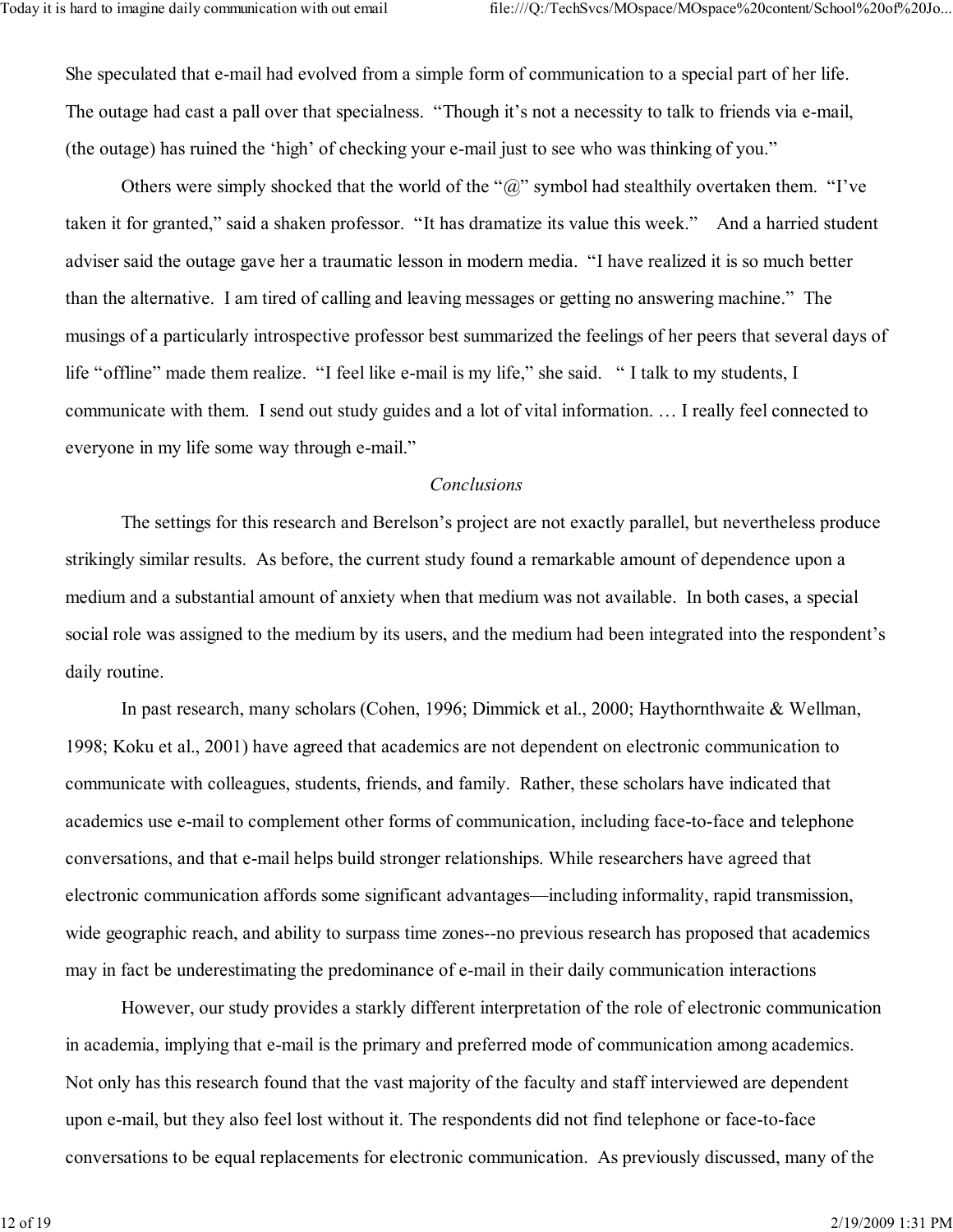She speculated that e-mail had evolved from a simple form of communication to a special part of her life. The outage had cast a pall over that specialness. "Though it's not a necessity to talk to friends via e-mail, (the outage) has ruined the 'high' of checking your e-mail just to see who was thinking of you."

Others were simply shocked that the world of the "@" symbol had stealthily overtaken them. "I've taken it for granted," said a shaken professor. "It has dramatize its value this week." And a harried student adviser said the outage gave her a traumatic lesson in modern media. "I have realized it is so much better than the alternative. I am tired of calling and leaving messages or getting no answering machine." The musings of a particularly introspective professor best summarized the feelings of her peers that several days of life "offline" made them realize. "I feel like e-mail is my life," she said. " I talk to my students, I communicate with them. I send out study guides and a lot of vital information. … I really feel connected to everyone in my life some way through e-mail."

*Conclusions*

The settings for this research and Berelson's project are not exactly parallel, but nevertheless produce strikingly similar results. As before, the current study found a remarkable amount of dependence upon a medium and a substantial amount of anxiety when that medium was not available. In both cases, a special social role was assigned to the medium by its users, and the medium had been integrated into the respondent's daily routine.

In past research, many scholars (Cohen, 1996; Dimmick et al., 2000; Haythornthwaite & Wellman, 1998; Koku et al., 2001) have agreed that academics are not dependent on electronic communication to communicate with colleagues, students, friends, and family. Rather, these scholars have indicated that academics use e-mail to complement other forms of communication, including face-to-face and telephone conversations, and that e-mail helps build stronger relationships. While researchers have agreed that electronic communication affords some significant advantages—including informality, rapid transmission, wide geographic reach, and ability to surpass time zones--no previous research has proposed that academics may in fact be underestimating the predominance of e-mail in their daily communication interactions

However, our study provides a starkly different interpretation of the role of electronic communication in academia, implying that e-mail is the primary and preferred mode of communication among academics. Not only has this research found that the vast majority of the faculty and staff interviewed are dependent upon e-mail, but they also feel lost without it. The respondents did not find telephone or face-to-face conversations to be equal replacements for electronic communication. As previously discussed, many of the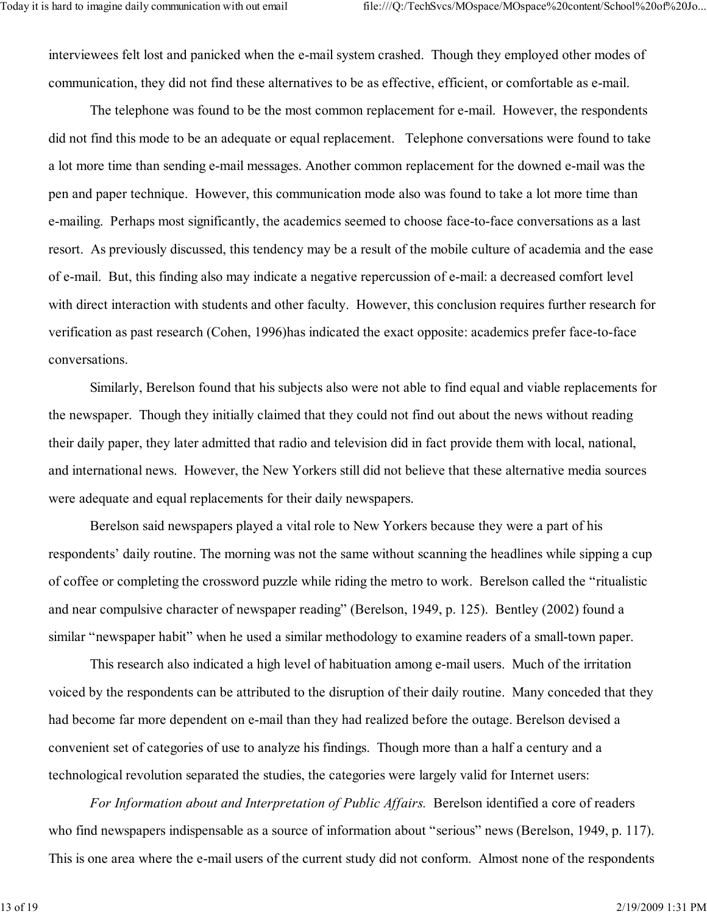interviewees felt lost and panicked when the e-mail system crashed. Though they employed other modes of communication, they did not find these alternatives to be as effective, efficient, or comfortable as e-mail.

The telephone was found to be the most common replacement for e-mail. However, the respondents did not find this mode to be an adequate or equal replacement. Telephone conversations were found to take a lot more time than sending e-mail messages. Another common replacement for the downed e-mail was the pen and paper technique. However, this communication mode also was found to take a lot more time than e-mailing. Perhaps most significantly, the academics seemed to choose face-to-face conversations as a last resort. As previously discussed, this tendency may be a result of the mobile culture of academia and the ease of e-mail. But, this finding also may indicate a negative repercussion of e-mail: a decreased comfort level with direct interaction with students and other faculty. However, this conclusion requires further research for verification as past research (Cohen, 1996)has indicated the exact opposite: academics prefer face-to-face conversations.

Similarly, Berelson found that his subjects also were not able to find equal and viable replacements for the newspaper. Though they initially claimed that they could not find out about the news without reading their daily paper, they later admitted that radio and television did in fact provide them with local, national, and international news. However, the New Yorkers still did not believe that these alternative media sources were adequate and equal replacements for their daily newspapers.

Berelson said newspapers played a vital role to New Yorkers because they were a part of his respondents' daily routine. The morning was not the same without scanning the headlines while sipping a cup of coffee or completing the crossword puzzle while riding the metro to work. Berelson called the "ritualistic and near compulsive character of newspaper reading" (Berelson, 1949, p. 125). Bentley (2002) found a similar "newspaper habit" when he used a similar methodology to examine readers of a small-town paper.

This research also indicated a high level of habituation among e-mail users. Much of the irritation voiced by the respondents can be attributed to the disruption of their daily routine. Many conceded that they had become far more dependent on e-mail than they had realized before the outage. Berelson devised a convenient set of categories of use to analyze his findings. Though more than a half a century and a technological revolution separated the studies, the categories were largely valid for Internet users:

*For Information about and Interpretation of Public Affairs.* Berelson identified a core of readers who find newspapers indispensable as a source of information about "serious" news (Berelson, 1949, p. 117). This is one area where the e-mail users of the current study did not conform. Almost none of the respondents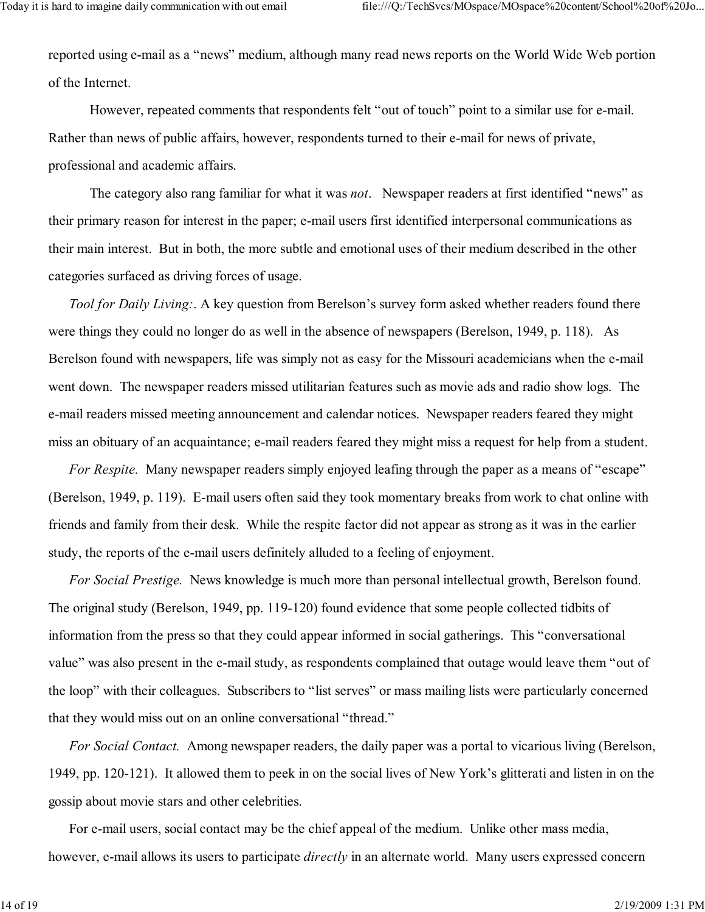reported using e-mail as a "news" medium, although many read news reports on the World Wide Web portion of the Internet.

However, repeated comments that respondents felt "out of touch" point to a similar use for e-mail. Rather than news of public affairs, however, respondents turned to their e-mail for news of private, professional and academic affairs.

The category also rang familiar for what it was *not*. Newspaper readers at first identified "news" as their primary reason for interest in the paper; e-mail users first identified interpersonal communications as their main interest. But in both, the more subtle and emotional uses of their medium described in the other categories surfaced as driving forces of usage.

*Tool for Daily Living:*. A key question from Berelson's survey form asked whether readers found there were things they could no longer do as well in the absence of newspapers (Berelson, 1949, p. 118). As Berelson found with newspapers, life was simply not as easy for the Missouri academicians when the e-mail went down. The newspaper readers missed utilitarian features such as movie ads and radio show logs. The e-mail readers missed meeting announcement and calendar notices. Newspaper readers feared they might miss an obituary of an acquaintance; e-mail readers feared they might miss a request for help from a student.

*For Respite.* Many newspaper readers simply enjoyed leafing through the paper as a means of "escape" (Berelson, 1949, p. 119). E-mail users often said they took momentary breaks from work to chat online with friends and family from their desk. While the respite factor did not appear as strong as it was in the earlier study, the reports of the e-mail users definitely alluded to a feeling of enjoyment.

*For Social Prestige.* News knowledge is much more than personal intellectual growth, Berelson found. The original study (Berelson, 1949, pp. 119-120) found evidence that some people collected tidbits of information from the press so that they could appear informed in social gatherings. This "conversational value" was also present in the e-mail study, as respondents complained that outage would leave them "out of the loop" with their colleagues. Subscribers to "list serves" or mass mailing lists were particularly concerned that they would miss out on an online conversational "thread."

*For Social Contact.* Among newspaper readers, the daily paper was a portal to vicarious living (Berelson, 1949, pp. 120-121). It allowed them to peek in on the social lives of New York's glitterati and listen in on the gossip about movie stars and other celebrities.

For e-mail users, social contact may be the chief appeal of the medium. Unlike other mass media, however, e-mail allows its users to participate *directly* in an alternate world. Many users expressed concern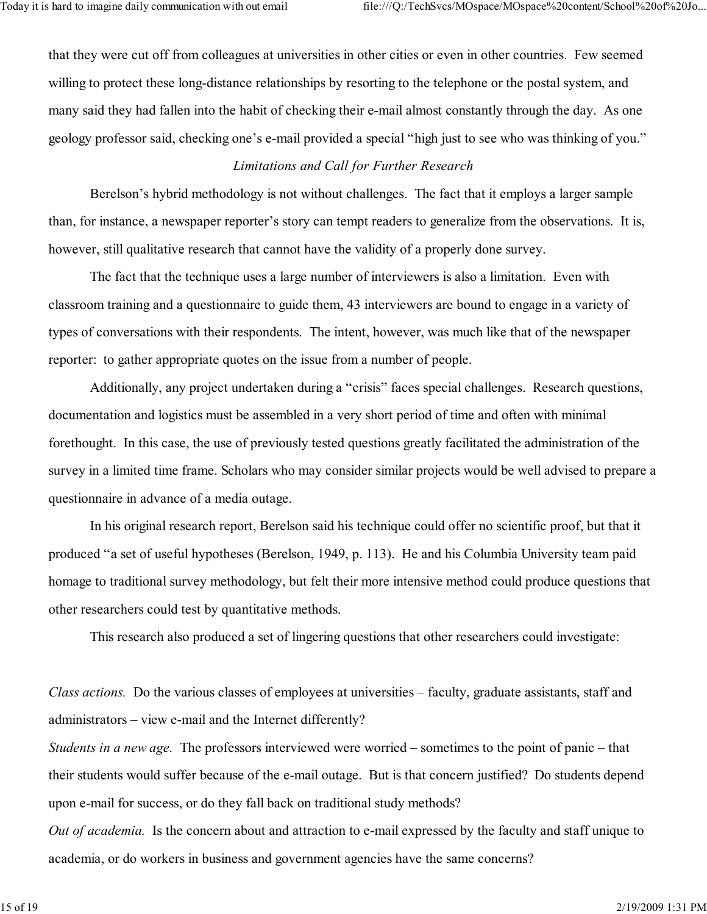that they were cut off from colleagues at universities in other cities or even in other countries. Few seemed willing to protect these long-distance relationships by resorting to the telephone or the postal system, and many said they had fallen into the habit of checking their e-mail almost constantly through the day. As one geology professor said, checking one's e-mail provided a special "high just to see who was thinking of you."

### *Limitations and Call for Further Research*

Berelson's hybrid methodology is not without challenges. The fact that it employs a larger sample than, for instance, a newspaper reporter's story can tempt readers to generalize from the observations. It is, however, still qualitative research that cannot have the validity of a properly done survey.

The fact that the technique uses a large number of interviewers is also a limitation. Even with classroom training and a questionnaire to guide them, 43 interviewers are bound to engage in a variety of types of conversations with their respondents. The intent, however, was much like that of the newspaper reporter: to gather appropriate quotes on the issue from a number of people.

Additionally, any project undertaken during a "crisis" faces special challenges. Research questions, documentation and logistics must be assembled in a very short period of time and often with minimal forethought. In this case, the use of previously tested questions greatly facilitated the administration of the survey in a limited time frame. Scholars who may consider similar projects would be well advised to prepare a questionnaire in advance of a media outage.

In his original research report, Berelson said his technique could offer no scientific proof, but that it produced "a set of useful hypotheses (Berelson, 1949, p. 113). He and his Columbia University team paid homage to traditional survey methodology, but felt their more intensive method could produce questions that other researchers could test by quantitative methods.

This research also produced a set of lingering questions that other researchers could investigate:

*Class actions.* Do the various classes of employees at universities – faculty, graduate assistants, staff and administrators – view e-mail and the Internet differently?

*Students in a new age.* The professors interviewed were worried – sometimes to the point of panic – that their students would suffer because of the e-mail outage. But is that concern justified? Do students depend upon e-mail for success, or do they fall back on traditional study methods?

*Out of academia.* Is the concern about and attraction to e-mail expressed by the faculty and staff unique to academia, or do workers in business and government agencies have the same concerns?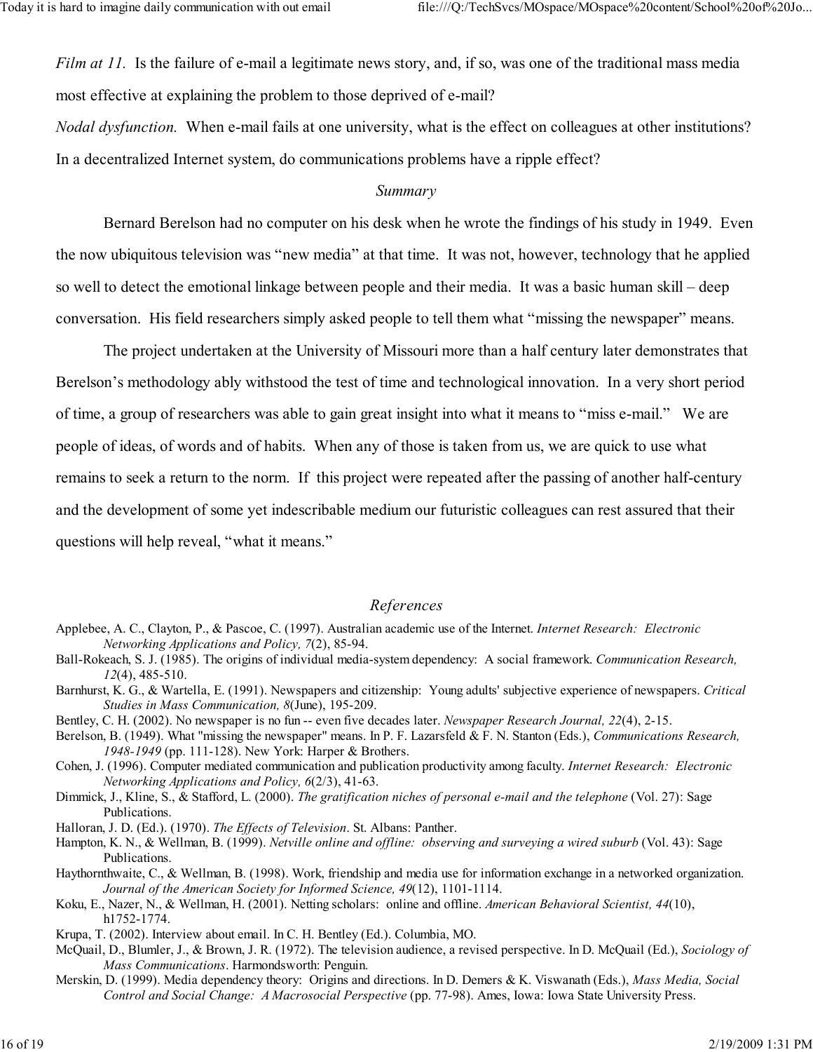*Film at 11.* Is the failure of e-mail a legitimate news story, and, if so, was one of the traditional mass media most effective at explaining the problem to those deprived of e-mail?

*Nodal dysfunction.* When e-mail fails at one university, what is the effect on colleagues at other institutions? In a decentralized Internet system, do communications problems have a ripple effect?

## *Summary*

Bernard Berelson had no computer on his desk when he wrote the findings of his study in 1949. Even the now ubiquitous television was "new media" at that time. It was not, however, technology that he applied so well to detect the emotional linkage between people and their media. It was a basic human skill – deep conversation. His field researchers simply asked people to tell them what "missing the newspaper" means.

The project undertaken at the University of Missouri more than a half century later demonstrates that Berelson's methodology ably withstood the test of time and technological innovation. In a very short period of time, a group of researchers was able to gain great insight into what it means to "miss e-mail." We are people of ideas, of words and of habits. When any of those is taken from us, we are quick to use what remains to seek a return to the norm. If this project were repeated after the passing of another half-century and the development of some yet indescribable medium our futuristic colleagues can rest assured that their questions will help reveal, "what it means."

## *References*

Applebee, A. C., Clayton, P., & Pascoe, C. (1997). Australian academic use of the Internet. *Internet Research: Electronic Networking Applications and Policy, 7*(2), 85-94.

Ball-Rokeach, S. J. (1985). The origins of individual media-system dependency: A social framework. *Communication Research, 12*(4), 485-510.

Barnhurst, K. G., & Wartella, E. (1991). Newspapers and citizenship: Young adults' subjective experience of newspapers. *Critical Studies in Mass Communication, 8*(June), 195-209.

Bentley, C. H. (2002). No newspaper is no fun -- even five decades later. *Newspaper Research Journal, 22*(4), 2-15.

Berelson, B. (1949). What "missing the newspaper" means. In P. F. Lazarsfeld & F. N. Stanton (Eds.), *Communications Research, 1948-1949* (pp. 111-128). New York: Harper & Brothers.

Cohen, J. (1996). Computer mediated communication and publication productivity among faculty. *Internet Research: Electronic Networking Applications and Policy, 6*(2/3), 41-63.

Dimmick, J., Kline, S., & Stafford, L. (2000). *The gratification niches of personal e-mail and the telephone* (Vol. 27): Sage Publications.

Halloran, J. D. (Ed.). (1970). *The Effects of Television*. St. Albans: Panther.

Hampton, K. N., & Wellman, B. (1999). *Netville online and offline: observing and surveying a wired suburb* (Vol. 43): Sage Publications.

Haythornthwaite, C., & Wellman, B. (1998). Work, friendship and media use for information exchange in a networked organization. *Journal of the American Society for Informed Science, 49*(12), 1101-1114.

Koku, E., Nazer, N., & Wellman, H. (2001). Netting scholars: online and offline. *American Behavioral Scientist, 44*(10), h1752-1774.

Krupa, T. (2002). Interview about email. In C. H. Bentley (Ed.). Columbia, MO.

McQuail, D., Blumler, J., & Brown, J. R. (1972). The television audience, a revised perspective. In D. McQuail (Ed.), *Sociology of Mass Communications*. Harmondsworth: Penguin.

Merskin, D. (1999). Media dependency theory: Origins and directions. In D. Demers & K. Viswanath (Eds.), *Mass Media, Social Control and Social Change: A Macrosocial Perspective* (pp. 77-98). Ames, Iowa: Iowa State University Press.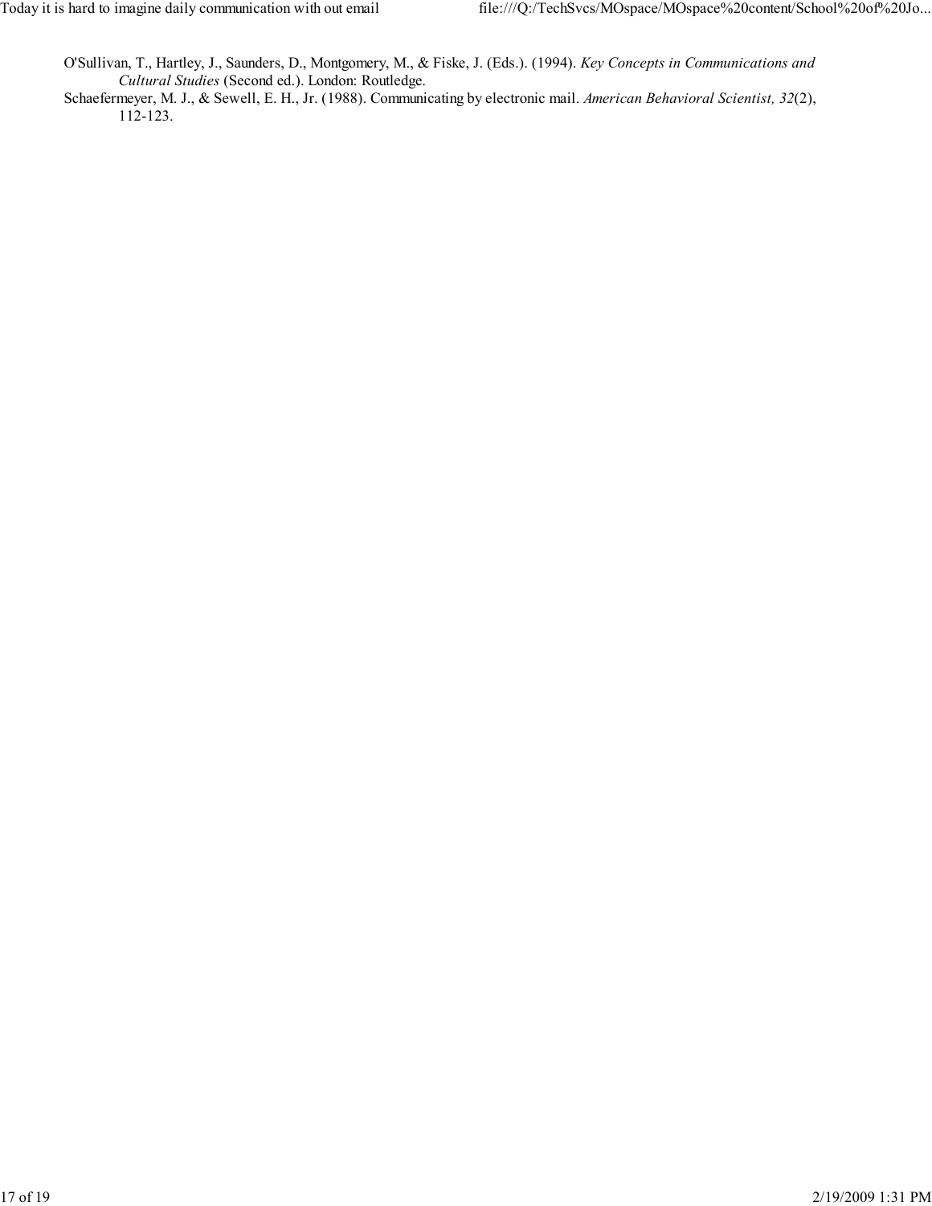O'Sullivan, T., Hartley, J., Saunders, D., Montgomery, M., & Fiske, J. (Eds.). (1994). *Key Concepts in Communications and Cultural Studies* (Second ed.). London: Routledge.

Schaefermeyer, M. J., & Sewell, E. H., Jr. (1988). Communicating by electronic mail. *American Behavioral Scientist, 32*(2), 112-123.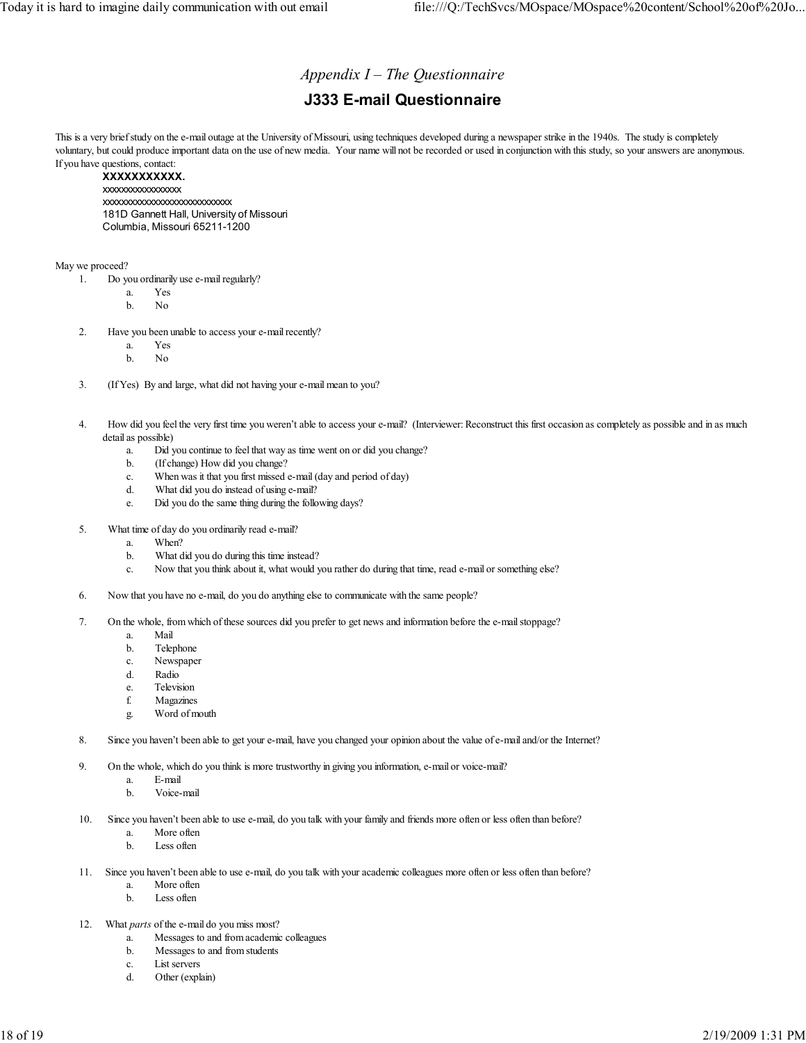## *Appendix I – The Questionnaire*

# J333 E-mail Questionnaire

This is a very brief study on the e-mail outage at the University of Missouri, using techniques developed during a newspaper strike in the 1940s. The study is completely voluntary, but could produce important data on the use of new media. Your name will not be recorded or used in conjunction with this study, so your answers are anonymous. If you have questions, contact:

> **XXXXXXXXXXX.**
> xxxxxxxxxxxxxxxx
> xxxxxxxxxxxxxxxxxxxxxxxxxx
> 181D Gannett Hall, University of Missouri
> Columbia, Missouri 65211-1200

May we proceed?

1. Do you ordinarily use e-mail regularly?
   a. Yes
   b. No

2. Have you been unable to access your e-mail recently?
   a. Yes
   b. No

3. (If Yes) By and large, what did not having your e-mail mean to you?

4. How did you feel the very first time you weren't able to access your e-mail? (Interviewer: Reconstruct this first occasion as completely as possible and in as much detail as possible)
   a. Did you continue to feel that way as time went on or did you change?
   b. (If change) How did you change?
   c. When was it that you first missed e-mail (day and period of day)
   d. What did you do instead of using e-mail?
   e. Did you do the same thing during the following days?

5. What time of day do you ordinarily read e-mail?
   a. When?
   b. What did you do during this time instead?
   c. Now that you think about it, what would you rather do during that time, read e-mail or something else?

6. Now that you have no e-mail, do you do anything else to communicate with the same people?

7. On the whole, from which of these sources did you prefer to get news and information before the e-mail stoppage?
   a. Mail
   b. Telephone
   c. Newspaper
   d. Radio
   e. Television
   f. Magazines
   g. Word of mouth

8. Since you haven't been able to get your e-mail, have you changed your opinion about the value of e-mail and/or the Internet?

9. On the whole, which do you think is more trustworthy in giving you information, e-mail or voice-mail?
   a. E-mail
   b. Voice-mail

10. Since you haven't been able to use e-mail, do you talk with your family and friends more often or less often than before?
    a. More often
    b. Less often

11. Since you haven't been able to use e-mail, do you talk with your academic colleagues more often or less often than before?
    a. More often
    b. Less often

12. What *parts* of the e-mail do you miss most?
    a. Messages to and from academic colleagues
    b. Messages to and from students
    c. List servers
    d. Other (explain)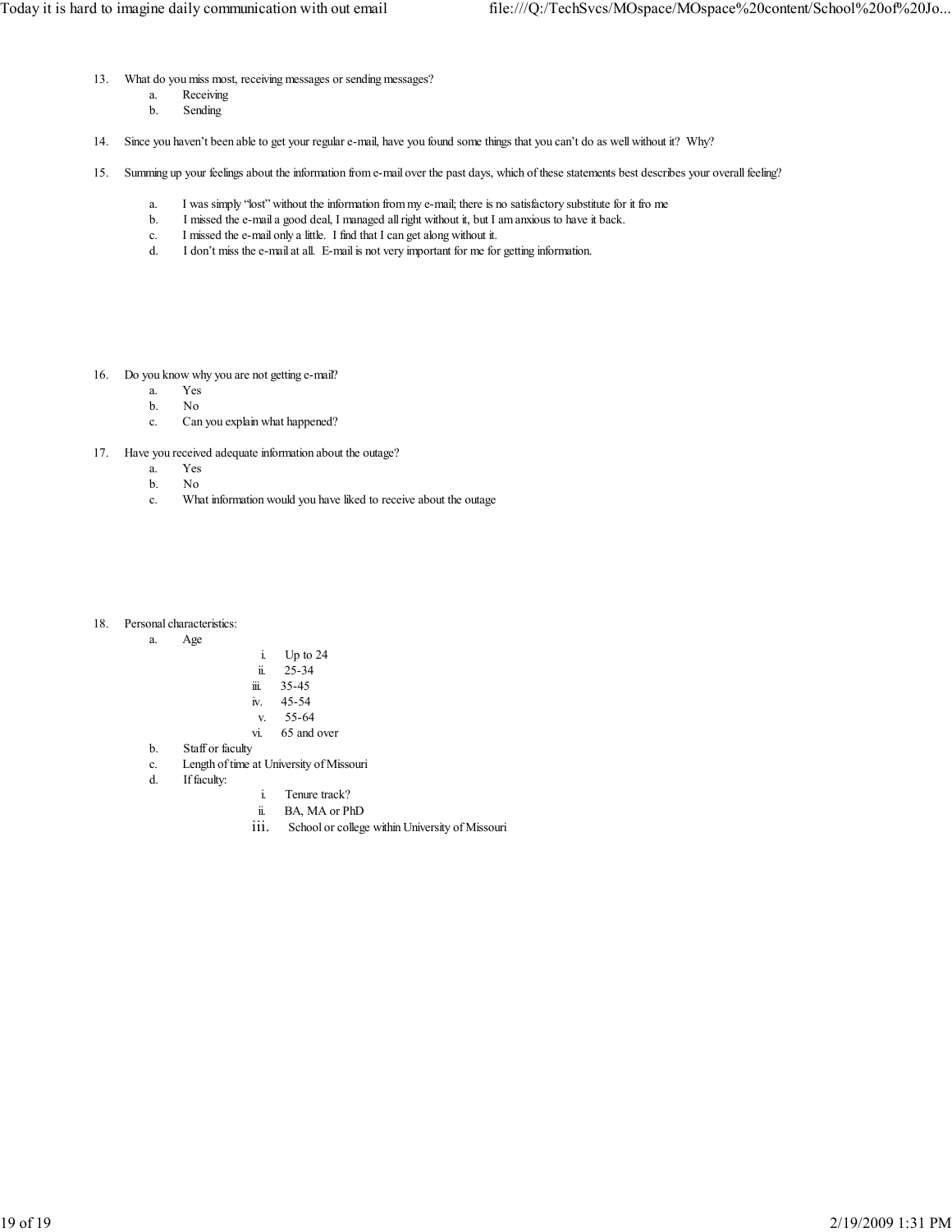13. What do you miss most, receiving messages or sending messages?
    a. Receiving
    b. Sending

14. Since you haven't been able to get your regular e-mail, have you found some things that you can't do as well without it? Why?

15. Summing up your feelings about the information from e-mail over the past days, which of these statements best describes your overall feeling?

    a. I was simply "lost" without the information from my e-mail; there is no satisfactory substitute for it fro me
    b. I missed the e-mail a good deal, I managed all right without it, but I am anxious to have it back.
    c. I missed the e-mail only a little. I find that I can get along without it.
    d. I don't miss the e-mail at all. E-mail is not very important for me for getting information.

16. Do you know why you are not getting e-mail?
    a. Yes
    b. No
    c. Can you explain what happened?

17. Have you received adequate information about the outage?
    a. Yes
    b. No
    c. What information would you have liked to receive about the outage

18. Personal characteristics:
    a. Age
        i. Up to 24
        ii. 25-34
        iii. 35-45
        iv. 45-54
        v. 55-64
        vi. 65 and over
    b. Staff or faculty
    c. Length of time at University of Missouri
    d. If faculty:
        i. Tenure track?
        ii. BA, MA or PhD
        iii. School or college within University of Missouri